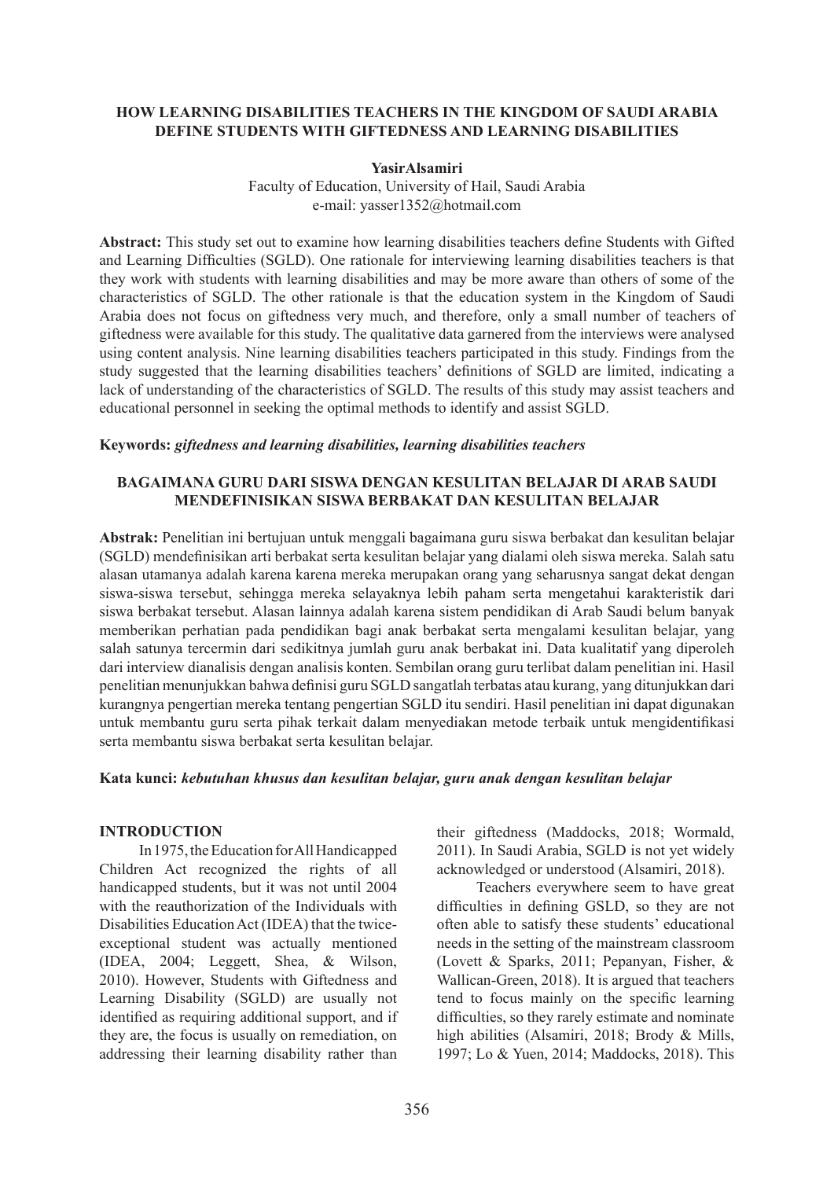# HOW LEARNING DISABILITIES TEACHERS IN THE KINGDOM OF SAUDI ARABIA DEFINE STUDENTS WITH GIFTEDNESS AND LEARNING DISABILITIES

**YasirAlsamiri**

Faculty of Education, University of Hail, Saudi Arabia
e-mail: yasser1352@hotmail.com

**Abstract:** This study set out to examine how learning disabilities teachers define Students with Gifted and Learning Difficulties (SGLD). One rationale for interviewing learning disabilities teachers is that they work with students with learning disabilities and may be more aware than others of some of the characteristics of SGLD. The other rationale is that the education system in the Kingdom of Saudi Arabia does not focus on giftedness very much, and therefore, only a small number of teachers of giftedness were available for this study. The qualitative data garnered from the interviews were analysed using content analysis. Nine learning disabilities teachers participated in this study. Findings from the study suggested that the learning disabilities teachers' definitions of SGLD are limited, indicating a lack of understanding of the characteristics of SGLD. The results of this study may assist teachers and educational personnel in seeking the optimal methods to identify and assist SGLD.

**Keywords:** ***giftedness and learning disabilities, learning disabilities teachers***

## BAGAIMANA GURU DARI SISWA DENGAN KESULITAN BELAJAR DI ARAB SAUDI MENDEFINISIKAN SISWA BERBAKAT DAN KESULITAN BELAJAR

**Abstrak:** Penelitian ini bertujuan untuk menggali bagaimana guru siswa berbakat dan kesulitan belajar (SGLD) mendefinisikan arti berbakat serta kesulitan belajar yang dialami oleh siswa mereka. Salah satu alasan utamanya adalah karena karena mereka merupakan orang yang seharusnya sangat dekat dengan siswa-siswa tersebut, sehingga mereka selayaknya lebih paham serta mengetahui karakteristik dari siswa berbakat tersebut. Alasan lainnya adalah karena sistem pendidikan di Arab Saudi belum banyak memberikan perhatian pada pendidikan bagi anak berbakat serta mengalami kesulitan belajar, yang salah satunya tercermin dari sedikitnya jumlah guru anak berbakat ini. Data kualitatif yang diperoleh dari interview dianalisis dengan analisis konten. Sembilan orang guru terlibat dalam penelitian ini. Hasil penelitian menunjukkan bahwa definisi guru SGLD sangatlah terbatas atau kurang, yang ditunjukkan dari kurangnya pengertian mereka tentang pengertian SGLD itu sendiri. Hasil penelitian ini dapat digunakan untuk membantu guru serta pihak terkait dalam menyediakan metode terbaik untuk mengidentifikasi serta membantu siswa berbakat serta kesulitan belajar.

**Kata kunci:** ***kebutuhan khusus dan kesulitan belajar, guru anak dengan kesulitan belajar***

## INTRODUCTION

In 1975, the Education for All Handicapped Children Act recognized the rights of all handicapped students, but it was not until 2004 with the reauthorization of the Individuals with Disabilities Education Act (IDEA) that the twice-exceptional student was actually mentioned (IDEA, 2004; Leggett, Shea, & Wilson, 2010). However, Students with Giftedness and Learning Disability (SGLD) are usually not identified as requiring additional support, and if they are, the focus is usually on remediation, on addressing their learning disability rather than their giftedness (Maddocks, 2018; Wormald, 2011). In Saudi Arabia, SGLD is not yet widely acknowledged or understood (Alsamiri, 2018).

Teachers everywhere seem to have great difficulties in defining GSLD, so they are not often able to satisfy these students' educational needs in the setting of the mainstream classroom (Lovett & Sparks, 2011; Pepanyan, Fisher, & Wallican-Green, 2018). It is argued that teachers tend to focus mainly on the specific learning difficulties, so they rarely estimate and nominate high abilities (Alsamiri, 2018; Brody & Mills, 1997; Lo & Yuen, 2014; Maddocks, 2018). This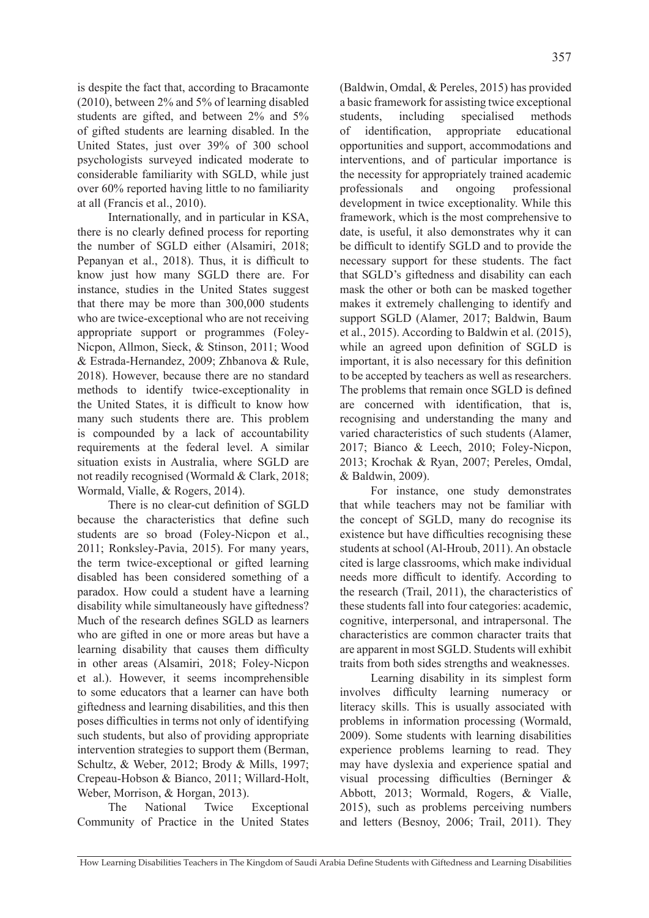is despite the fact that, according to Bracamonte (2010), between 2% and 5% of learning disabled students are gifted, and between 2% and 5% of gifted students are learning disabled. In the United States, just over 39% of 300 school psychologists surveyed indicated moderate to considerable familiarity with SGLD, while just over 60% reported having little to no familiarity at all (Francis et al., 2010).

Internationally, and in particular in KSA, there is no clearly defined process for reporting the number of SGLD either (Alsamiri, 2018; Pepanyan et al., 2018). Thus, it is difficult to know just how many SGLD there are. For instance, studies in the United States suggest that there may be more than 300,000 students who are twice-exceptional who are not receiving appropriate support or programmes (Foley-Nicpon, Allmon, Sieck, & Stinson, 2011; Wood & Estrada-Hernandez, 2009; Zhbanova & Rule, 2018). However, because there are no standard methods to identify twice-exceptionality in the United States, it is difficult to know how many such students there are. This problem is compounded by a lack of accountability requirements at the federal level. A similar situation exists in Australia, where SGLD are not readily recognised (Wormald & Clark, 2018; Wormald, Vialle, & Rogers, 2014).

There is no clear-cut definition of SGLD because the characteristics that define such students are so broad (Foley-Nicpon et al., 2011; Ronksley-Pavia, 2015). For many years, the term twice-exceptional or gifted learning disabled has been considered something of a paradox. How could a student have a learning disability while simultaneously have giftedness? Much of the research defines SGLD as learners who are gifted in one or more areas but have a learning disability that causes them difficulty in other areas (Alsamiri, 2018; Foley-Nicpon et al.). However, it seems incomprehensible to some educators that a learner can have both giftedness and learning disabilities, and this then poses difficulties in terms not only of identifying such students, but also of providing appropriate intervention strategies to support them (Berman, Schultz, & Weber, 2012; Brody & Mills, 1997; Crepeau-Hobson & Bianco, 2011; Willard-Holt, Weber, Morrison, & Horgan, 2013).

The National Twice Exceptional Community of Practice in the United States (Baldwin, Omdal, & Pereles, 2015) has provided a basic framework for assisting twice exceptional students, including specialised methods of identification, appropriate educational opportunities and support, accommodations and interventions, and of particular importance is the necessity for appropriately trained academic professionals and ongoing professional development in twice exceptionality. While this framework, which is the most comprehensive to date, is useful, it also demonstrates why it can be difficult to identify SGLD and to provide the necessary support for these students. The fact that SGLD's giftedness and disability can each mask the other or both can be masked together makes it extremely challenging to identify and support SGLD (Alamer, 2017; Baldwin, Baum et al., 2015). According to Baldwin et al. (2015), while an agreed upon definition of SGLD is important, it is also necessary for this definition to be accepted by teachers as well as researchers. The problems that remain once SGLD is defined are concerned with identification, that is, recognising and understanding the many and varied characteristics of such students (Alamer, 2017; Bianco & Leech, 2010; Foley-Nicpon, 2013; Krochak & Ryan, 2007; Pereles, Omdal, & Baldwin, 2009).

For instance, one study demonstrates that while teachers may not be familiar with the concept of SGLD, many do recognise its existence but have difficulties recognising these students at school (Al-Hroub, 2011). An obstacle cited is large classrooms, which make individual needs more difficult to identify. According to the research (Trail, 2011), the characteristics of these students fall into four categories: academic, cognitive, interpersonal, and intrapersonal. The characteristics are common character traits that are apparent in most SGLD. Students will exhibit traits from both sides strengths and weaknesses.

Learning disability in its simplest form involves difficulty learning numeracy or literacy skills. This is usually associated with problems in information processing (Wormald, 2009). Some students with learning disabilities experience problems learning to read. They may have dyslexia and experience spatial and visual processing difficulties (Berninger & Abbott, 2013; Wormald, Rogers, & Vialle, 2015), such as problems perceiving numbers and letters (Besnoy, 2006; Trail, 2011). They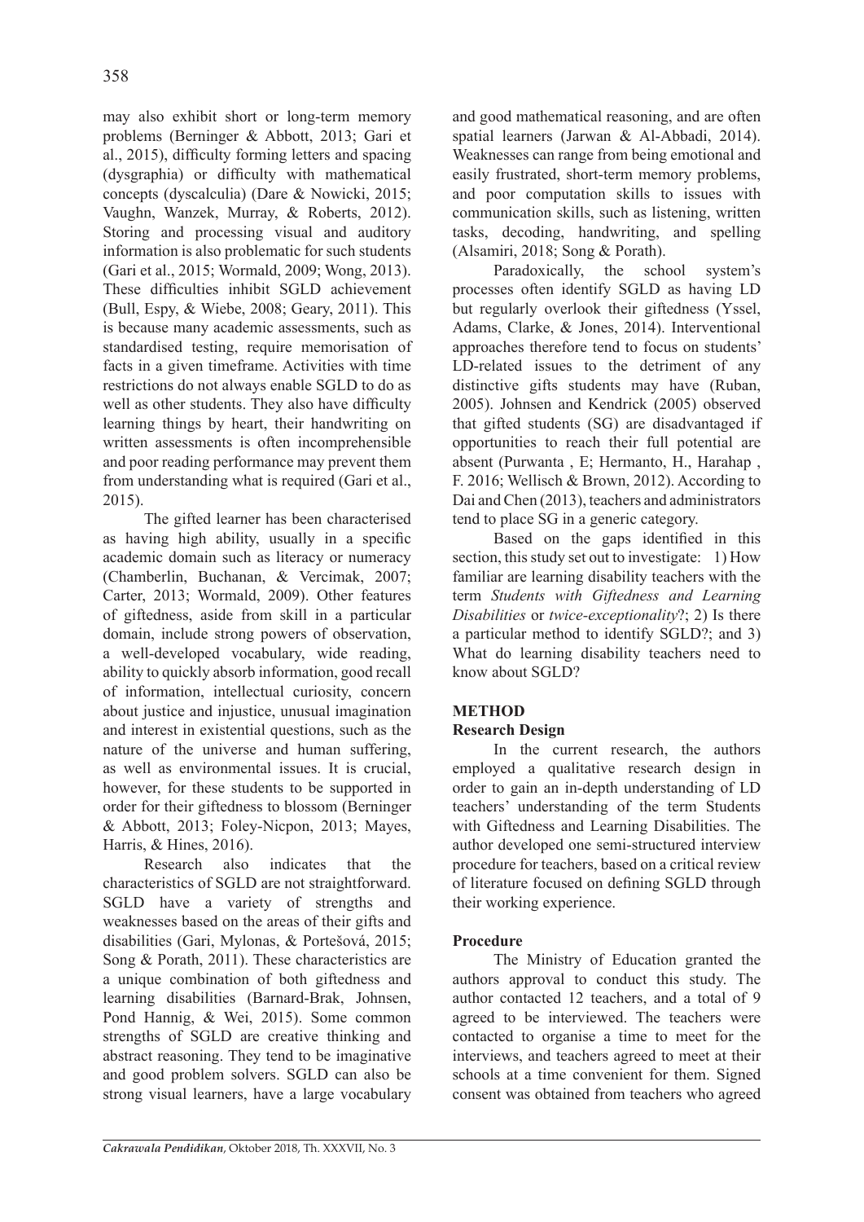may also exhibit short or long-term memory problems (Berninger & Abbott, 2013; Gari et al., 2015), difficulty forming letters and spacing (dysgraphia) or difficulty with mathematical concepts (dyscalculia) (Dare & Nowicki, 2015; Vaughn, Wanzek, Murray, & Roberts, 2012). Storing and processing visual and auditory information is also problematic for such students (Gari et al., 2015; Wormald, 2009; Wong, 2013). These difficulties inhibit SGLD achievement (Bull, Espy, & Wiebe, 2008; Geary, 2011). This is because many academic assessments, such as standardised testing, require memorisation of facts in a given timeframe. Activities with time restrictions do not always enable SGLD to do as well as other students. They also have difficulty learning things by heart, their handwriting on written assessments is often incomprehensible and poor reading performance may prevent them from understanding what is required (Gari et al., 2015).

The gifted learner has been characterised as having high ability, usually in a specific academic domain such as literacy or numeracy (Chamberlin, Buchanan, & Vercimak, 2007; Carter, 2013; Wormald, 2009). Other features of giftedness, aside from skill in a particular domain, include strong powers of observation, a well-developed vocabulary, wide reading, ability to quickly absorb information, good recall of information, intellectual curiosity, concern about justice and injustice, unusual imagination and interest in existential questions, such as the nature of the universe and human suffering, as well as environmental issues. It is crucial, however, for these students to be supported in order for their giftedness to blossom (Berninger & Abbott, 2013; Foley-Nicpon, 2013; Mayes, Harris, & Hines, 2016).

Research also indicates that the characteristics of SGLD are not straightforward. SGLD have a variety of strengths and weaknesses based on the areas of their gifts and disabilities (Gari, Mylonas, & Portešová, 2015; Song & Porath, 2011). These characteristics are a unique combination of both giftedness and learning disabilities (Barnard-Brak, Johnsen, Pond Hannig, & Wei, 2015). Some common strengths of SGLD are creative thinking and abstract reasoning. They tend to be imaginative and good problem solvers. SGLD can also be strong visual learners, have a large vocabulary and good mathematical reasoning, and are often spatial learners (Jarwan & Al-Abbadi, 2014). Weaknesses can range from being emotional and easily frustrated, short-term memory problems, and poor computation skills to issues with communication skills, such as listening, written tasks, decoding, handwriting, and spelling (Alsamiri, 2018; Song & Porath).

Paradoxically, the school system's processes often identify SGLD as having LD but regularly overlook their giftedness (Yssel, Adams, Clarke, & Jones, 2014). Interventional approaches therefore tend to focus on students' LD-related issues to the detriment of any distinctive gifts students may have (Ruban, 2005). Johnsen and Kendrick (2005) observed that gifted students (SG) are disadvantaged if opportunities to reach their full potential are absent (Purwanta , E; Hermanto, H., Harahap , F. 2016; Wellisch & Brown, 2012). According to Dai and Chen (2013), teachers and administrators tend to place SG in a generic category.

Based on the gaps identified in this section, this study set out to investigate: 1) How familiar are learning disability teachers with the term *Students with Giftedness and Learning Disabilities* or *twice-exceptionality*?; 2) Is there a particular method to identify SGLD?; and 3) What do learning disability teachers need to know about SGLD?

## METHOD

### Research Design

In the current research, the authors employed a qualitative research design in order to gain an in-depth understanding of LD teachers' understanding of the term Students with Giftedness and Learning Disabilities. The author developed one semi-structured interview procedure for teachers, based on a critical review of literature focused on defining SGLD through their working experience.

### Procedure

The Ministry of Education granted the authors approval to conduct this study. The author contacted 12 teachers, and a total of 9 agreed to be interviewed. The teachers were contacted to organise a time to meet for the interviews, and teachers agreed to meet at their schools at a time convenient for them. Signed consent was obtained from teachers who agreed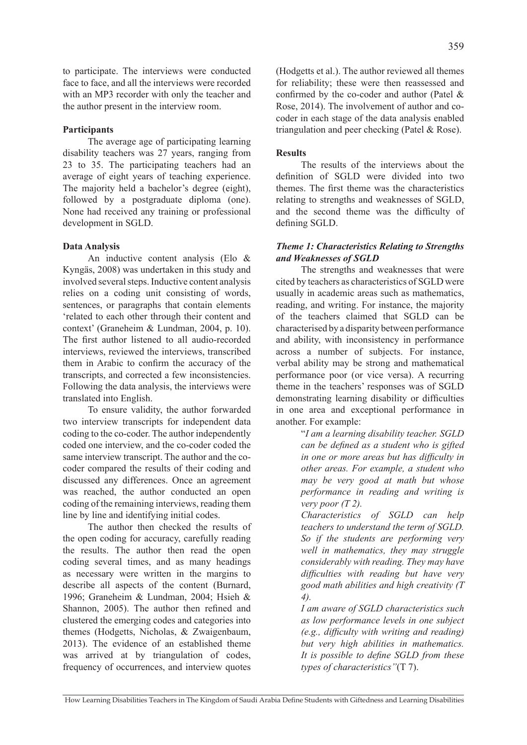to participate. The interviews were conducted face to face, and all the interviews were recorded with an MP3 recorder with only the teacher and the author present in the interview room.

**Participants**

The average age of participating learning disability teachers was 27 years, ranging from 23 to 35. The participating teachers had an average of eight years of teaching experience. The majority held a bachelor's degree (eight), followed by a postgraduate diploma (one). None had received any training or professional development in SGLD.

**Data Analysis**

An inductive content analysis (Elo & Kyngäs, 2008) was undertaken in this study and involved several steps. Inductive content analysis relies on a coding unit consisting of words, sentences, or paragraphs that contain elements 'related to each other through their content and context' (Graneheim & Lundman, 2004, p. 10). The first author listened to all audio-recorded interviews, reviewed the interviews, transcribed them in Arabic to confirm the accuracy of the transcripts, and corrected a few inconsistencies. Following the data analysis, the interviews were translated into English.

To ensure validity, the author forwarded two interview transcripts for independent data coding to the co-coder. The author independently coded one interview, and the co-coder coded the same interview transcript. The author and the co-coder compared the results of their coding and discussed any differences. Once an agreement was reached, the author conducted an open coding of the remaining interviews, reading them line by line and identifying initial codes.

The author then checked the results of the open coding for accuracy, carefully reading the results. The author then read the open coding several times, and as many headings as necessary were written in the margins to describe all aspects of the content (Burnard, 1996; Graneheim & Lundman, 2004; Hsieh & Shannon, 2005). The author then refined and clustered the emerging codes and categories into themes (Hodgetts, Nicholas, & Zwaigenbaum, 2013). The evidence of an established theme was arrived at by triangulation of codes, frequency of occurrences, and interview quotes (Hodgetts et al.). The author reviewed all themes for reliability; these were then reassessed and confirmed by the co-coder and author (Patel & Rose, 2014). The involvement of author and co-coder in each stage of the data analysis enabled triangulation and peer checking (Patel & Rose).

**Results**

The results of the interviews about the definition of SGLD were divided into two themes. The first theme was the characteristics relating to strengths and weaknesses of SGLD, and the second theme was the difficulty of defining SGLD.

***Theme 1: Characteristics Relating to Strengths and Weaknesses of SGLD***

The strengths and weaknesses that were cited by teachers as characteristics of SGLD were usually in academic areas such as mathematics, reading, and writing. For instance, the majority of the teachers claimed that SGLD can be characterised by a disparity between performance and ability, with inconsistency in performance across a number of subjects. For instance, verbal ability may be strong and mathematical performance poor (or vice versa). A recurring theme in the teachers' responses was of SGLD demonstrating learning disability or difficulties in one area and exceptional performance in another. For example:

> "*I am a learning disability teacher. SGLD can be defined as a student who is gifted in one or more areas but has difficulty in other areas. For example, a student who may be very good at math but whose performance in reading and writing is very poor (T 2).*
>
> *Characteristics of SGLD can help teachers to understand the term of SGLD. So if the students are performing very well in mathematics, they may struggle considerably with reading. They may have difficulties with reading but have very good math abilities and high creativity (T 4).*
>
> *I am aware of SGLD characteristics such as low performance levels in one subject (e.g., difficulty with writing and reading) but very high abilities in mathematics. It is possible to define SGLD from these types of characteristics"*(T 7).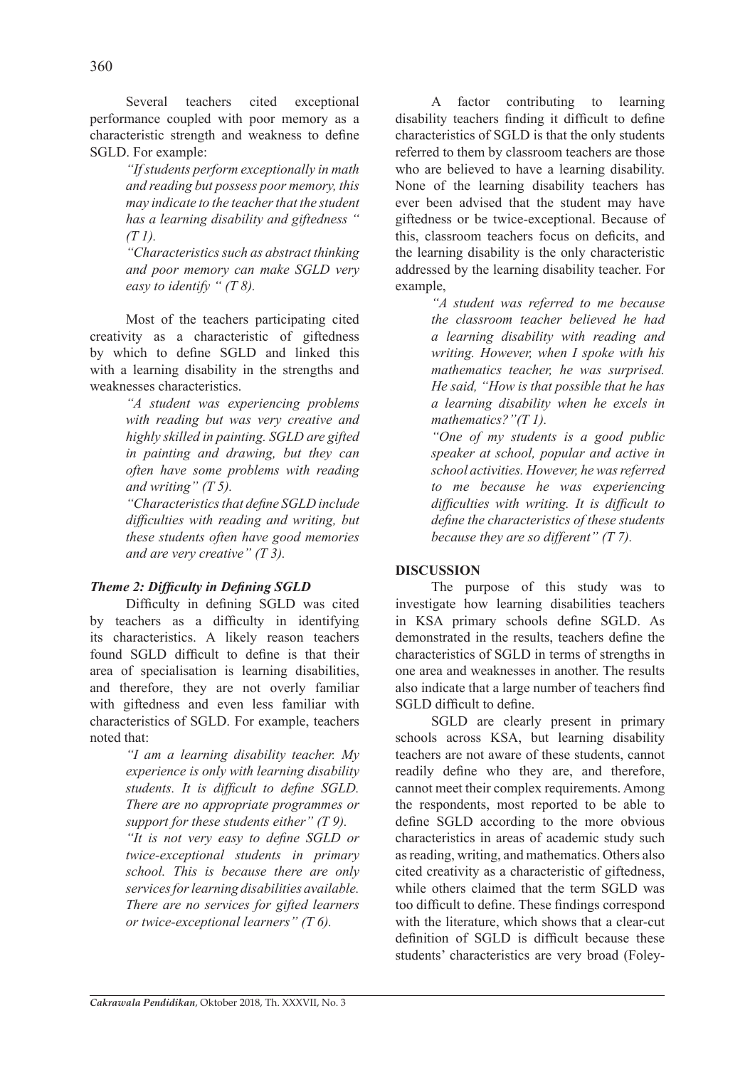Several teachers cited exceptional performance coupled with poor memory as a characteristic strength and weakness to define SGLD. For example:

> *"If students perform exceptionally in math and reading but possess poor memory, this may indicate to the teacher that the student has a learning disability and giftedness " (T 1).*
>
> *"Characteristics such as abstract thinking and poor memory can make SGLD very easy to identify " (T 8).*

Most of the teachers participating cited creativity as a characteristic of giftedness by which to define SGLD and linked this with a learning disability in the strengths and weaknesses characteristics.

> *"A student was experiencing problems with reading but was very creative and highly skilled in painting. SGLD are gifted in painting and drawing, but they can often have some problems with reading and writing" (T 5).*
>
> *"Characteristics that define SGLD include difficulties with reading and writing, but these students often have good memories and are very creative" (T 3).*

### *Theme 2: Difficulty in Defining SGLD*

Difficulty in defining SGLD was cited by teachers as a difficulty in identifying its characteristics. A likely reason teachers found SGLD difficult to define is that their area of specialisation is learning disabilities, and therefore, they are not overly familiar with giftedness and even less familiar with characteristics of SGLD. For example, teachers noted that:

> *"I am a learning disability teacher. My experience is only with learning disability students. It is difficult to define SGLD. There are no appropriate programmes or support for these students either" (T 9).*
>
> *"It is not very easy to define SGLD or twice-exceptional students in primary school. This is because there are only services for learning disabilities available. There are no services for gifted learners or twice-exceptional learners" (T 6).*

A factor contributing to learning disability teachers finding it difficult to define characteristics of SGLD is that the only students referred to them by classroom teachers are those who are believed to have a learning disability. None of the learning disability teachers has ever been advised that the student may have giftedness or be twice-exceptional. Because of this, classroom teachers focus on deficits, and the learning disability is the only characteristic addressed by the learning disability teacher. For example,

> *"A student was referred to me because the classroom teacher believed he had a learning disability with reading and writing. However, when I spoke with his mathematics teacher, he was surprised. He said, "How is that possible that he has a learning disability when he excels in mathematics?"(T 1).*
>
> *"One of my students is a good public speaker at school, popular and active in school activities. However, he was referred to me because he was experiencing difficulties with writing. It is difficult to define the characteristics of these students because they are so different" (T 7).*

## DISCUSSION

The purpose of this study was to investigate how learning disabilities teachers in KSA primary schools define SGLD. As demonstrated in the results, teachers define the characteristics of SGLD in terms of strengths in one area and weaknesses in another. The results also indicate that a large number of teachers find SGLD difficult to define.

SGLD are clearly present in primary schools across KSA, but learning disability teachers are not aware of these students, cannot readily define who they are, and therefore, cannot meet their complex requirements. Among the respondents, most reported to be able to define SGLD according to the more obvious characteristics in areas of academic study such as reading, writing, and mathematics. Others also cited creativity as a characteristic of giftedness, while others claimed that the term SGLD was too difficult to define. These findings correspond with the literature, which shows that a clear-cut definition of SGLD is difficult because these students' characteristics are very broad (Foley-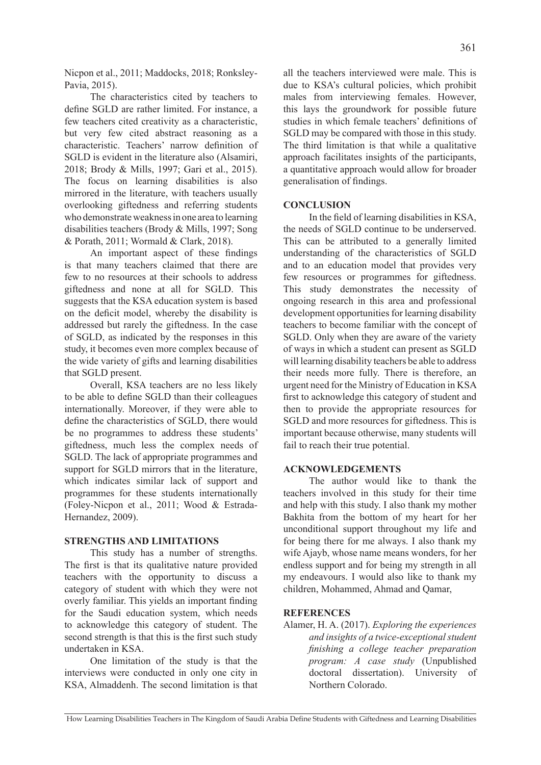Nicpon et al., 2011; Maddocks, 2018; Ronksley-Pavia, 2015).

The characteristics cited by teachers to define SGLD are rather limited. For instance, a few teachers cited creativity as a characteristic, but very few cited abstract reasoning as a characteristic. Teachers' narrow definition of SGLD is evident in the literature also (Alsamiri, 2018; Brody & Mills, 1997; Gari et al., 2015). The focus on learning disabilities is also mirrored in the literature, with teachers usually overlooking giftedness and referring students who demonstrate weakness in one area to learning disabilities teachers (Brody & Mills, 1997; Song & Porath, 2011; Wormald & Clark, 2018).

An important aspect of these findings is that many teachers claimed that there are few to no resources at their schools to address giftedness and none at all for SGLD. This suggests that the KSA education system is based on the deficit model, whereby the disability is addressed but rarely the giftedness. In the case of SGLD, as indicated by the responses in this study, it becomes even more complex because of the wide variety of gifts and learning disabilities that SGLD present.

Overall, KSA teachers are no less likely to be able to define SGLD than their colleagues internationally. Moreover, if they were able to define the characteristics of SGLD, there would be no programmes to address these students' giftedness, much less the complex needs of SGLD. The lack of appropriate programmes and support for SGLD mirrors that in the literature, which indicates similar lack of support and programmes for these students internationally (Foley-Nicpon et al., 2011; Wood & Estrada-Hernandez, 2009).

## STRENGTHS AND LIMITATIONS

This study has a number of strengths. The first is that its qualitative nature provided teachers with the opportunity to discuss a category of student with which they were not overly familiar. This yields an important finding for the Saudi education system, which needs to acknowledge this category of student. The second strength is that this is the first such study undertaken in KSA.

One limitation of the study is that the interviews were conducted in only one city in KSA, Almaddenh. The second limitation is that all the teachers interviewed were male. This is due to KSA's cultural policies, which prohibit males from interviewing females. However, this lays the groundwork for possible future studies in which female teachers' definitions of SGLD may be compared with those in this study. The third limitation is that while a qualitative approach facilitates insights of the participants, a quantitative approach would allow for broader generalisation of findings.

## CONCLUSION

In the field of learning disabilities in KSA, the needs of SGLD continue to be underserved. This can be attributed to a generally limited understanding of the characteristics of SGLD and to an education model that provides very few resources or programmes for giftedness. This study demonstrates the necessity of ongoing research in this area and professional development opportunities for learning disability teachers to become familiar with the concept of SGLD. Only when they are aware of the variety of ways in which a student can present as SGLD will learning disability teachers be able to address their needs more fully. There is therefore, an urgent need for the Ministry of Education in KSA first to acknowledge this category of student and then to provide the appropriate resources for SGLD and more resources for giftedness. This is important because otherwise, many students will fail to reach their true potential.

## ACKNOWLEDGEMENTS

The author would like to thank the teachers involved in this study for their time and help with this study. I also thank my mother Bakhita from the bottom of my heart for her unconditional support throughout my life and for being there for me always. I also thank my wife Ajayb, whose name means wonders, for her endless support and for being my strength in all my endeavours. I would also like to thank my children, Mohammed, Ahmad and Qamar,

## REFERENCES

Alamer, H. A. (2017). *Exploring the experiences and insights of a twice-exceptional student finishing a college teacher preparation program: A case study* (Unpublished doctoral dissertation). University of Northern Colorado.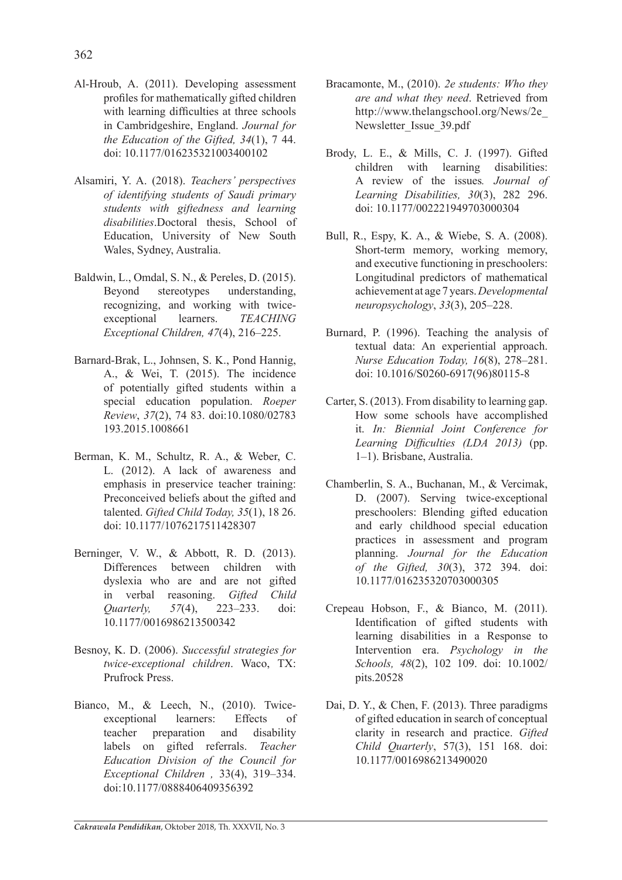Al-Hroub, A. (2011). Developing assessment profiles for mathematically gifted children with learning difficulties at three schools in Cambridgeshire, England. *Journal for the Education of the Gifted, 34*(1), 7 44. doi: 10.1177/016235321003400102

Alsamiri, Y. A. (2018). *Teachers' perspectives of identifying students of Saudi primary students with giftedness and learning disabilities*.Doctoral thesis, School of Education, University of New South Wales, Sydney, Australia.

Baldwin, L., Omdal, S. N., & Pereles, D. (2015). Beyond stereotypes understanding, recognizing, and working with twice-exceptional learners. *TEACHING Exceptional Children, 47*(4), 216–225.

Barnard-Brak, L., Johnsen, S. K., Pond Hannig, A., & Wei, T. (2015). The incidence of potentially gifted students within a special education population. *Roeper Review*, *37*(2), 74 83. doi:10.1080/02783 193.2015.1008661

Berman, K. M., Schultz, R. A., & Weber, C. L. (2012). A lack of awareness and emphasis in preservice teacher training: Preconceived beliefs about the gifted and talented. *Gifted Child Today, 35*(1), 18 26. doi: 10.1177/1076217511428307

Berninger, V. W., & Abbott, R. D. (2013). Differences between children with dyslexia who are and are not gifted in verbal reasoning. *Gifted Child Quarterly, 57*(4), 223–233. doi: 10.1177/0016986213500342

Besnoy, K. D. (2006). *Successful strategies for twice-exceptional children*. Waco, TX: Prufrock Press.

Bianco, M., & Leech, N., (2010). Twice-exceptional learners: Effects of teacher preparation and disability labels on gifted referrals. *Teacher Education Division of the Council for Exceptional Children ,* 33(4), 319–334. doi:10.1177/0888406409356392

Bracamonte, M., (2010). *2e students: Who they are and what they need*. Retrieved from http://www.thelangschool.org/News/2e_Newsletter_Issue_39.pdf

Brody, L. E., & Mills, C. J. (1997). Gifted children with learning disabilities: A review of the issues*. Journal of Learning Disabilities, 30*(3), 282 296. doi: 10.1177/002221949703000304

Bull, R., Espy, K. A., & Wiebe, S. A. (2008). Short-term memory, working memory, and executive functioning in preschoolers: Longitudinal predictors of mathematical achievement at age 7 years. *Developmental neuropsychology*, *33*(3), 205–228.

Burnard, P. (1996). Teaching the analysis of textual data: An experiential approach. *Nurse Education Today, 16*(8), 278–281. doi: 10.1016/S0260-6917(96)80115-8

Carter, S. (2013). From disability to learning gap. How some schools have accomplished it. *In: Biennial Joint Conference for Learning Difficulties (LDA 2013)* (pp. 1–1). Brisbane, Australia.

Chamberlin, S. A., Buchanan, M., & Vercimak, D. (2007). Serving twice-exceptional preschoolers: Blending gifted education and early childhood special education practices in assessment and program planning. *Journal for the Education of the Gifted, 30*(3), 372 394. doi: 10.1177/016235320703000305

Crepeau Hobson, F., & Bianco, M. (2011). Identification of gifted students with learning disabilities in a Response to Intervention era. *Psychology in the Schools, 48*(2), 102 109. doi: 10.1002/pits.20528

Dai, D. Y., & Chen, F. (2013). Three paradigms of gifted education in search of conceptual clarity in research and practice. *Gifted Child Quarterly*, 57(3), 151 168. doi: 10.1177/0016986213490020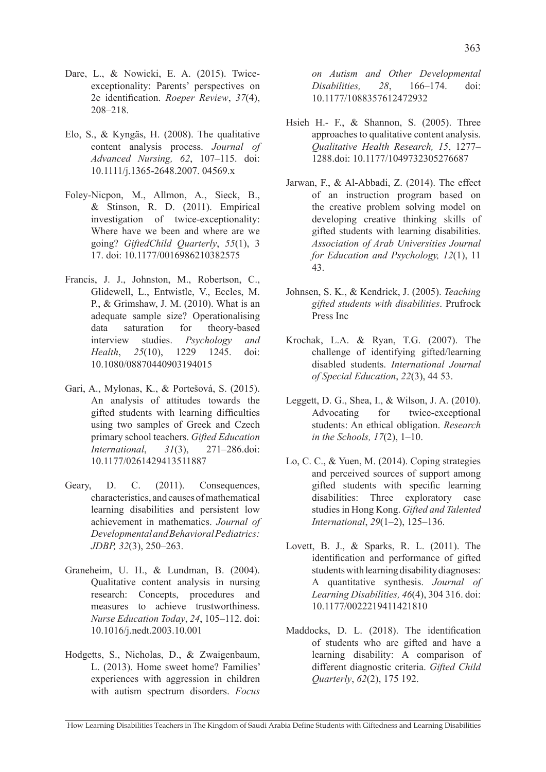Dare, L., & Nowicki, E. A. (2015). Twice-exceptionality: Parents' perspectives on 2e identification. *Roeper Review*, *37*(4), 208–218.

Elo, S., & Kyngäs, H. (2008). The qualitative content analysis process. *Journal of Advanced Nursing, 62*, 107–115. doi: 10.1111/j.1365-2648.2007. 04569.x

Foley-Nicpon, M., Allmon, A., Sieck, B., & Stinson, R. D. (2011). Empirical investigation of twice-exceptionality: Where have we been and where are we going? *GiftedChild Quarterly*, *55*(1), 3 17. doi: 10.1177/0016986210382575

Francis, J. J., Johnston, M., Robertson, C., Glidewell, L., Entwistle, V., Eccles, M. P., & Grimshaw, J. M. (2010). What is an adequate sample size? Operationalising data saturation for theory-based interview studies. *Psychology and Health*, *25*(10), 1229 1245. doi: 10.1080/08870440903194015

Gari, A., Mylonas, K., & Portešová, S. (2015). An analysis of attitudes towards the gifted students with learning difficulties using two samples of Greek and Czech primary school teachers. *Gifted Education International*, *31*(3), 271–286.doi: 10.1177/0261429413511887

Geary, D. C. (2011). Consequences, characteristics, and causes of mathematical learning disabilities and persistent low achievement in mathematics. *Journal of Developmental and Behavioral Pediatrics: JDBP, 32*(3), 250–263.

Graneheim, U. H., & Lundman, B. (2004). Qualitative content analysis in nursing research: Concepts, procedures and measures to achieve trustworthiness. *Nurse Education Today*, *24*, 105–112. doi: 10.1016/j.nedt.2003.10.001

Hodgetts, S., Nicholas, D., & Zwaigenbaum, L. (2013). Home sweet home? Families' experiences with aggression in children with autism spectrum disorders. *Focus on Autism and Other Developmental Disabilities, 28*, 166–174. doi: 10.1177/1088357612472932

Hsieh H.- F., & Shannon, S. (2005). Three approaches to qualitative content analysis. *Qualitative Health Research, 15*, 1277–1288.doi: 10.1177/1049732305276687

Jarwan, F., & Al-Abbadi, Z. (2014). The effect of an instruction program based on the creative problem solving model on developing creative thinking skills of gifted students with learning disabilities. *Association of Arab Universities Journal for Education and Psychology, 12*(1), 11 43.

Johnsen, S. K., & Kendrick, J. (2005). *Teaching gifted students with disabilities*. Prufrock Press Inc

Krochak, L.A. & Ryan, T.G. (2007). The challenge of identifying gifted/learning disabled students. *International Journal of Special Education*, *22*(3), 44 53.

Leggett, D. G., Shea, I., & Wilson, J. A. (2010). Advocating for twice-exceptional students: An ethical obligation. *Research in the Schools, 17*(2), 1–10.

Lo, C. C., & Yuen, M. (2014). Coping strategies and perceived sources of support among gifted students with specific learning disabilities: Three exploratory case studies in Hong Kong. *Gifted and Talented International*, *29*(1–2), 125–136.

Lovett, B. J., & Sparks, R. L. (2011). The identification and performance of gifted students with learning disability diagnoses: A quantitative synthesis. *Journal of Learning Disabilities, 46*(4), 304 316. doi: 10.1177/0022219411421810

Maddocks, D. L. (2018). The identification of students who are gifted and have a learning disability: A comparison of different diagnostic criteria. *Gifted Child Quarterly*, *62*(2), 175 192.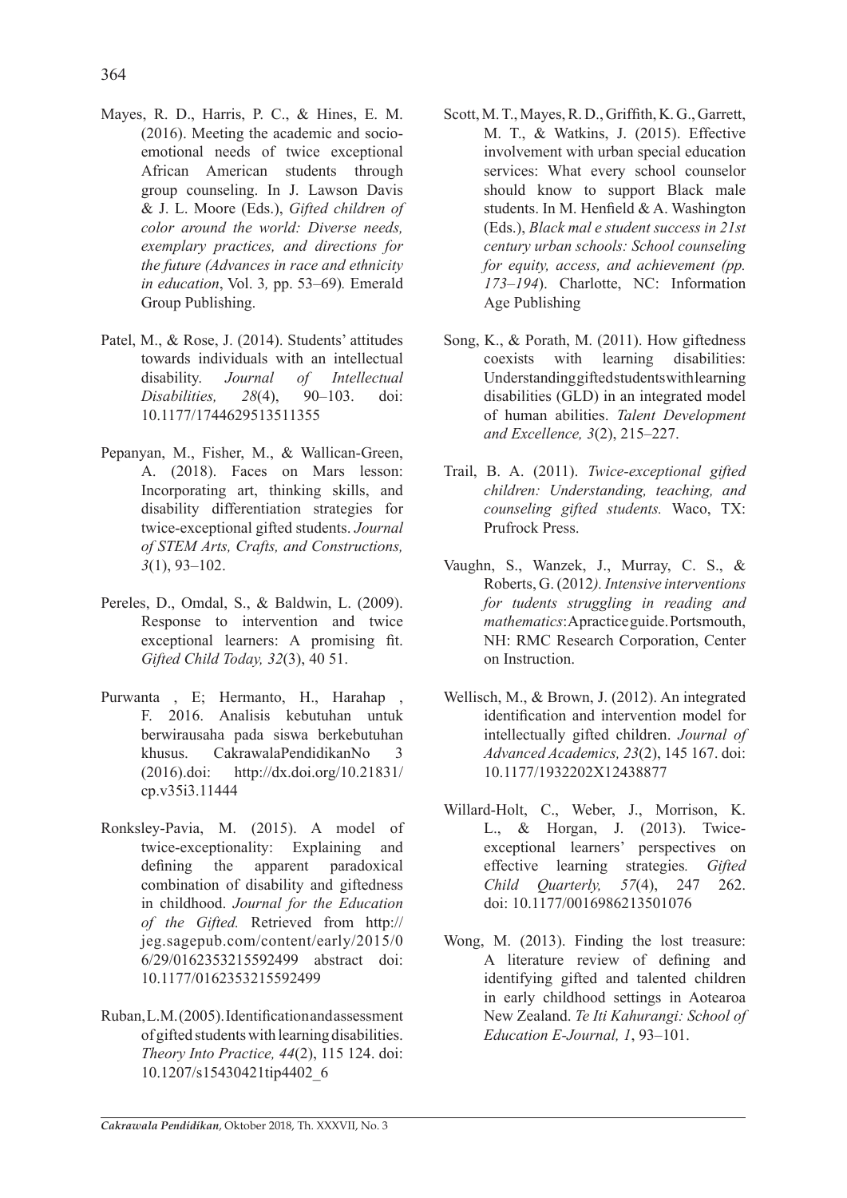Mayes, R. D., Harris, P. C., & Hines, E. M. (2016). Meeting the academic and socio-emotional needs of twice exceptional African American students through group counseling. In J. Lawson Davis & J. L. Moore (Eds.), *Gifted children of color around the world: Diverse needs, exemplary practices, and directions for the future (Advances in race and ethnicity in education*, Vol. 3*,* pp. 53–69)*.* Emerald Group Publishing.

Patel, M., & Rose, J. (2014). Students' attitudes towards individuals with an intellectual disability. *Journal of Intellectual Disabilities, 28*(4), 90–103. doi: 10.1177/1744629513511355

Pepanyan, M., Fisher, M., & Wallican-Green, A. (2018). Faces on Mars lesson: Incorporating art, thinking skills, and disability differentiation strategies for twice-exceptional gifted students. *Journal of STEM Arts, Crafts, and Constructions, 3*(1), 93–102.

Pereles, D., Omdal, S., & Baldwin, L. (2009). Response to intervention and twice exceptional learners: A promising fit. *Gifted Child Today, 32*(3), 40 51.

Purwanta , E; Hermanto, H., Harahap , F. 2016. Analisis kebutuhan untuk berwirausaha pada siswa berkebutuhan khusus. CakrawalaPendidikanNo 3 (2016).doi: http://dx.doi.org/10.21831/cp.v35i3.11444

Ronksley-Pavia, M. (2015). A model of twice-exceptionality: Explaining and defining the apparent paradoxical combination of disability and giftedness in childhood. *Journal for the Education of the Gifted.* Retrieved from http://jeg.sagepub.com/content/early/2015/06/29/0162353215592499 abstract doi: 10.1177/0162353215592499

Ruban, L.M. (2005). Identification and assessment of gifted students with learning disabilities. *Theory Into Practice, 44*(2), 115 124. doi: 10.1207/s15430421tip4402_6

Scott, M. T., Mayes, R. D., Griffith, K. G., Garrett, M. T., & Watkins, J. (2015). Effective involvement with urban special education services: What every school counselor should know to support Black male students. In M. Henfield & A. Washington (Eds.), *Black mal e student success in 21st century urban schools: School counseling for equity, access, and achievement (pp. 173–194*). Charlotte, NC: Information Age Publishing

Song, K., & Porath, M. (2011). How giftedness coexists with learning disabilities: Understanding gifted students with learning disabilities (GLD) in an integrated model of human abilities. *Talent Development and Excellence, 3*(2), 215–227.

Trail, B. A. (2011). *Twice-exceptional gifted children: Understanding, teaching, and counseling gifted students.* Waco, TX: Prufrock Press.

Vaughn, S., Wanzek, J., Murray, C. S., & Roberts, G. (2012*). Intensive interventions for tudents struggling in reading and mathematics*: A practice guide. Portsmouth, NH: RMC Research Corporation, Center on Instruction.

Wellisch, M., & Brown, J. (2012). An integrated identification and intervention model for intellectually gifted children. *Journal of Advanced Academics, 23*(2), 145 167. doi: 10.1177/1932202X12438877

Willard-Holt, C., Weber, J., Morrison, K. L., & Horgan, J. (2013). Twice-exceptional learners' perspectives on effective learning strategies*. Gifted Child Quarterly, 57*(4), 247 262. doi: 10.1177/0016986213501076

Wong, M. (2013). Finding the lost treasure: A literature review of defining and identifying gifted and talented children in early childhood settings in Aotearoa New Zealand. *Te Iti Kahurangi: School of Education E-Journal, 1*, 93–101.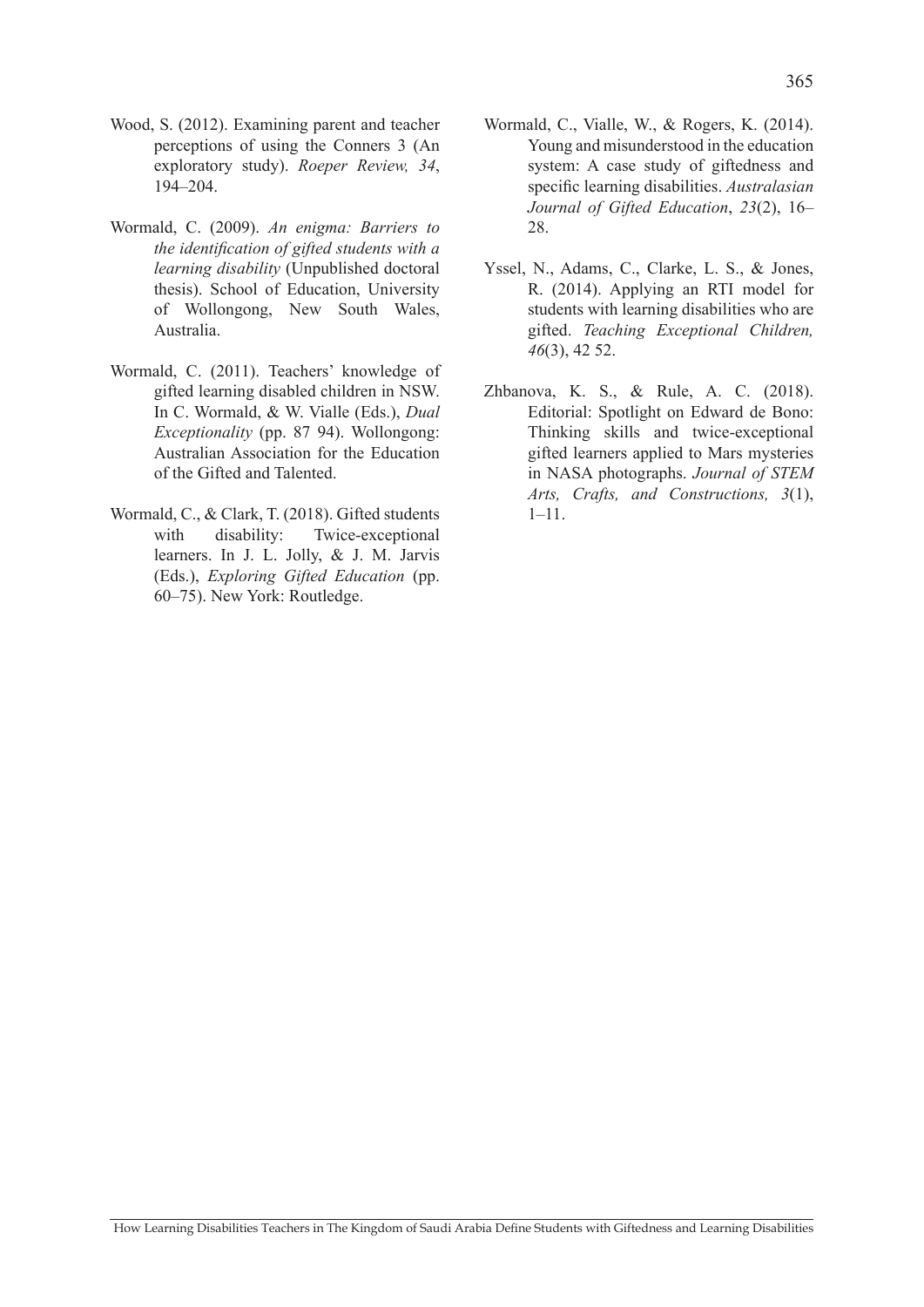Wood, S. (2012). Examining parent and teacher perceptions of using the Conners 3 (An exploratory study). *Roeper Review, 34*, 194–204.

Wormald, C. (2009). *An enigma: Barriers to the identification of gifted students with a learning disability* (Unpublished doctoral thesis). School of Education, University of Wollongong, New South Wales, Australia.

Wormald, C. (2011). Teachers' knowledge of gifted learning disabled children in NSW. In C. Wormald, & W. Vialle (Eds.), *Dual Exceptionality* (pp. 87 94). Wollongong: Australian Association for the Education of the Gifted and Talented.

Wormald, C., & Clark, T. (2018). Gifted students with disability: Twice-exceptional learners. In J. L. Jolly, & J. M. Jarvis (Eds.), *Exploring Gifted Education* (pp. 60–75). New York: Routledge.

Wormald, C., Vialle, W., & Rogers, K. (2014). Young and misunderstood in the education system: A case study of giftedness and specific learning disabilities. *Australasian Journal of Gifted Education*, *23*(2), 16–28.

Yssel, N., Adams, C., Clarke, L. S., & Jones, R. (2014). Applying an RTI model for students with learning disabilities who are gifted. *Teaching Exceptional Children, 46*(3), 42 52.

Zhbanova, K. S., & Rule, A. C. (2018). Editorial: Spotlight on Edward de Bono: Thinking skills and twice-exceptional gifted learners applied to Mars mysteries in NASA photographs. *Journal of STEM Arts, Crafts, and Constructions, 3*(1), 1–11.